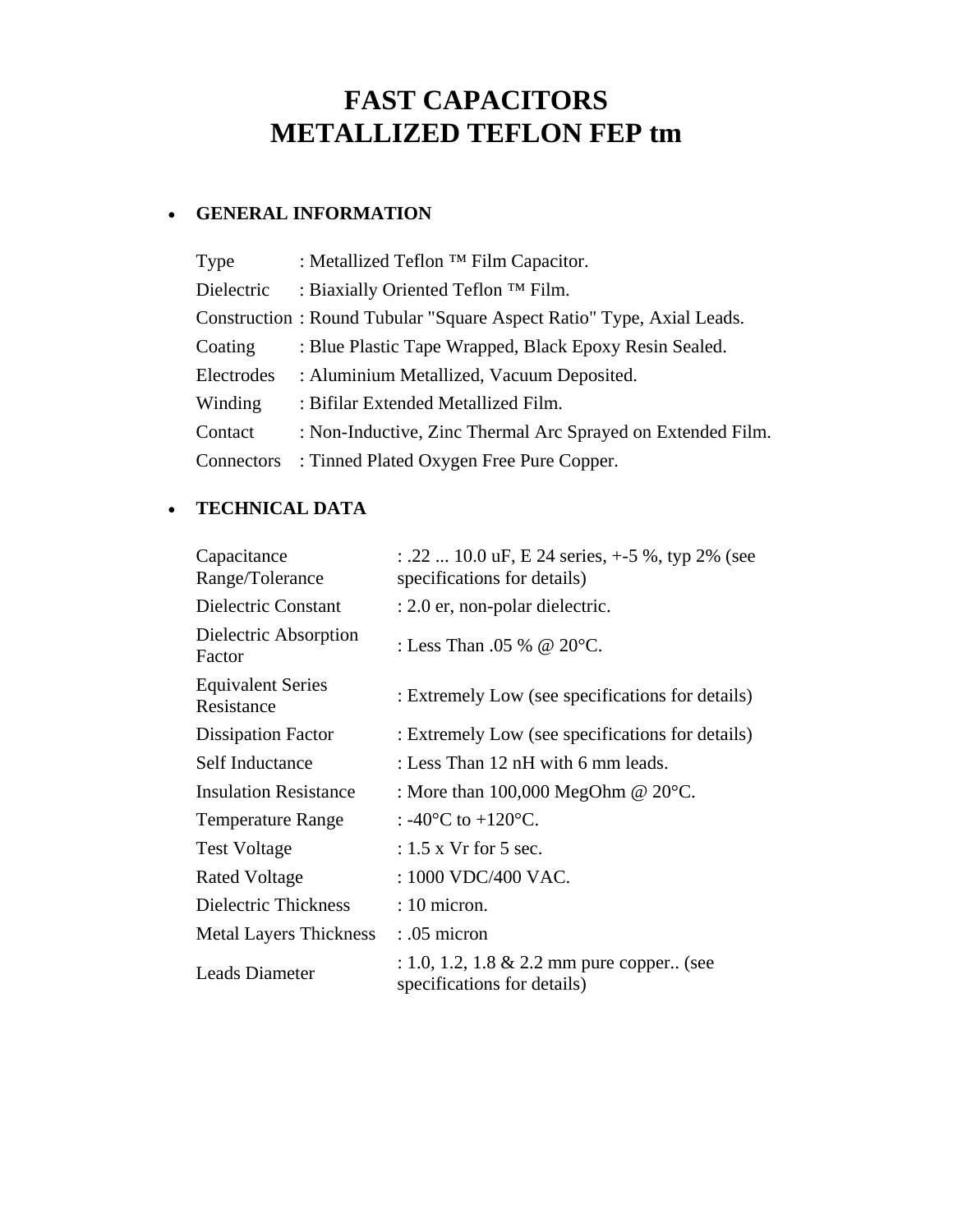# FAST CAPACITORS
# METALLIZED TEFLON FEP tm

- **GENERAL INFORMATION**

| | |
|---|---|
| Type | : Metallized Teflon ™ Film Capacitor. |
| Dielectric | : Biaxially Oriented Teflon ™ Film. |
| Construction | : Round Tubular "Square Aspect Ratio" Type, Axial Leads. |
| Coating | : Blue Plastic Tape Wrapped, Black Epoxy Resin Sealed. |
| Electrodes | : Aluminium Metallized, Vacuum Deposited. |
| Winding | : Bifilar Extended Metallized Film. |
| Contact | : Non-Inductive, Zinc Thermal Arc Sprayed on Extended Film. |
| Connectors | : Tinned Plated Oxygen Free Pure Copper. |

- **TECHNICAL DATA**

| | |
|---|---|
| Capacitance Range/Tolerance | : .22 ... 10.0 uF, E 24 series, +-5 %, typ 2% (see specifications for details) |
| Dielectric Constant | : 2.0 er, non-polar dielectric. |
| Dielectric Absorption Factor | : Less Than .05 % @ 20°C. |
| Equivalent Series Resistance | : Extremely Low (see specifications for details) |
| Dissipation Factor | : Extremely Low (see specifications for details) |
| Self Inductance | : Less Than 12 nH with 6 mm leads. |
| Insulation Resistance | : More than 100,000 MegOhm @ 20°C. |
| Temperature Range | : -40°C to +120°C. |
| Test Voltage | : 1.5 x Vr for 5 sec. |
| Rated Voltage | : 1000 VDC/400 VAC. |
| Dielectric Thickness | : 10 micron. |
| Metal Layers Thickness | : .05 micron |
| Leads Diameter | : 1.0, 1.2, 1.8 & 2.2 mm pure copper.. (see specifications for details) |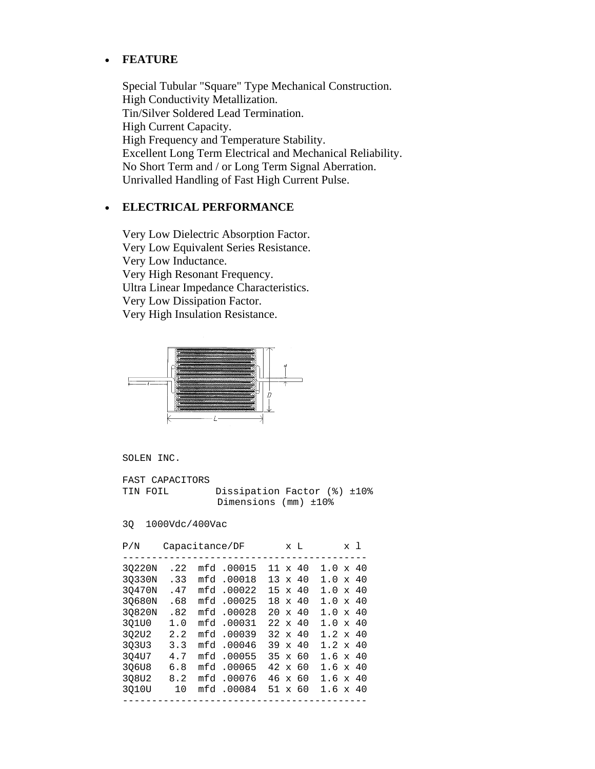- **FEATURE**

  Special Tubular "Square" Type Mechanical Construction.
  High Conductivity Metallization.
  Tin/Silver Soldered Lead Termination.
  High Current Capacity.
  High Frequency and Temperature Stability.
  Excellent Long Term Electrical and Mechanical Reliability.
  No Short Term and / or Long Term Signal Aberration.
  Unrivalled Handling of Fast High Current Pulse.

- **ELECTRICAL PERFORMANCE**

  Very Low Dielectric Absorption Factor.
  Very Low Equivalent Series Resistance.
  Very Low Inductance.
  Very High Resonant Frequency.
  Ultra Linear Impedance Characteristics.
  Very Low Dissipation Factor.
  Very High Insulation Resistance.

l
d
D
L

SOLEN INC.

FAST CAPACITORS
TIN FOIL Dissipation Factor (%) ±10%
Dimensions (mm) ±10%

3Q 1000Vdc/400Vac

| P/N | Capacitance/DF | | | x L | x l |
|---|---|---|---|---|---|
| 3Q220N | .22 | mfd | .00015 | 11 x 40 | 1.0 x 40 |
| 3Q330N | .33 | mfd | .00018 | 13 x 40 | 1.0 x 40 |
| 3Q470N | .47 | mfd | .00022 | 15 x 40 | 1.0 x 40 |
| 3Q680N | .68 | mfd | .00025 | 18 x 40 | 1.0 x 40 |
| 3Q820N | .82 | mfd | .00028 | 20 x 40 | 1.0 x 40 |
| 3Q1U0 | 1.0 | mfd | .00031 | 22 x 40 | 1.0 x 40 |
| 3Q2U2 | 2.2 | mfd | .00039 | 32 x 40 | 1.2 x 40 |
| 3Q3U3 | 3.3 | mfd | .00046 | 39 x 40 | 1.2 x 40 |
| 3Q4U7 | 4.7 | mfd | .00055 | 35 x 60 | 1.6 x 40 |
| 3Q6U8 | 6.8 | mfd | .00065 | 42 x 60 | 1.6 x 40 |
| 3Q8U2 | 8.2 | mfd | .00076 | 46 x 60 | 1.6 x 40 |
| 3Q10U | 10 | mfd | .00084 | 51 x 60 | 1.6 x 40 |